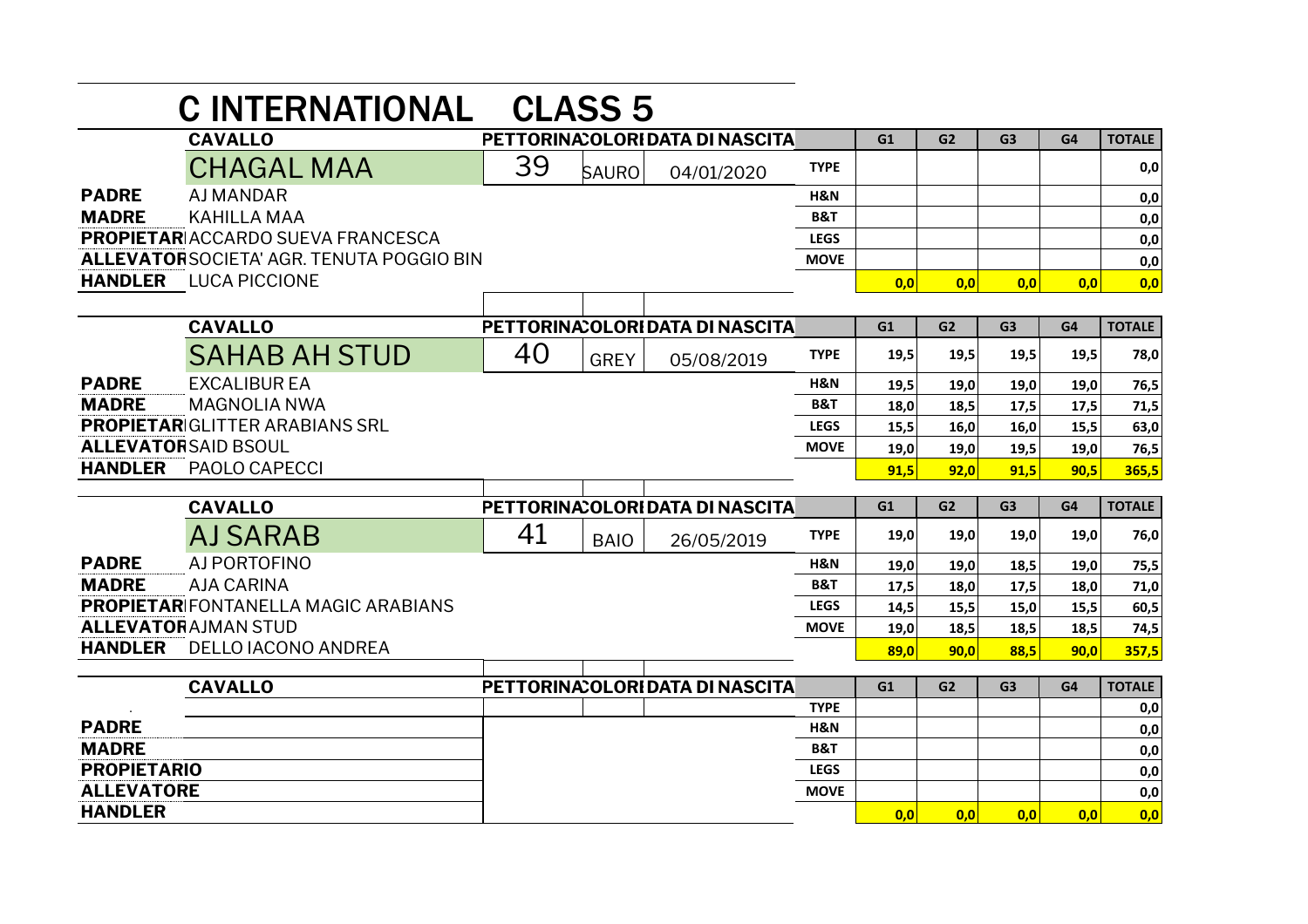# C INTERNATIONAL CLASS 5

| | CAVALLO | PETTORINA | COLORE | DATA DI NASCITA | | G1 | G2 | G3 | G4 | TOTALE |
|---|---|---|---|---|---|---|---|---|---|---|
| | CHAGAL MAA | 39 | SAURO | 04/01/2020 | TYPE | | | | | 0,0 |
| PADRE | AJ MANDAR | | | | H&N | | | | | 0,0 |
| MADRE | KAHILLA MAA | | | | B&T | | | | | 0,0 |
| PROPIETARIO | ACCARDO SUEVA FRANCESCA | | | | LEGS | | | | | 0,0 |
| ALLEVATORE | SOCIETA' AGR. TENUTA POGGIO BIN | | | | MOVE | | | | | 0,0 |
| HANDLER | LUCA PICCIONE | | | | | 0,0 | 0,0 | 0,0 | 0,0 | 0,0 |

| | CAVALLO | PETTORINA | COLORE | DATA DI NASCITA | | G1 | G2 | G3 | G4 | TOTALE |
|---|---|---|---|---|---|---|---|---|---|---|
| | SAHAB AH STUD | 40 | GREY | 05/08/2019 | TYPE | 19,5 | 19,5 | 19,5 | 19,5 | 78,0 |
| PADRE | EXCALIBUR EA | | | | H&N | 19,5 | 19,0 | 19,0 | 19,0 | 76,5 |
| MADRE | MAGNOLIA NWA | | | | B&T | 18,0 | 18,5 | 17,5 | 17,5 | 71,5 |
| PROPIETARIO | GLITTER ARABIANS SRL | | | | LEGS | 15,5 | 16,0 | 16,0 | 15,5 | 63,0 |
| ALLEVATORE | SAID BSOUL | | | | MOVE | 19,0 | 19,0 | 19,5 | 19,0 | 76,5 |
| HANDLER | PAOLO CAPECCI | | | | | 91,5 | 92,0 | 91,5 | 90,5 | 365,5 |

| | CAVALLO | PETTORINA | COLORE | DATA DI NASCITA | | G1 | G2 | G3 | G4 | TOTALE |
|---|---|---|---|---|---|---|---|---|---|---|
| | AJ SARAB | 41 | BAIO | 26/05/2019 | TYPE | 19,0 | 19,0 | 19,0 | 19,0 | 76,0 |
| PADRE | AJ PORTOFINO | | | | H&N | 19,0 | 19,0 | 18,5 | 19,0 | 75,5 |
| MADRE | AJA CARINA | | | | B&T | 17,5 | 18,0 | 17,5 | 18,0 | 71,0 |
| PROPIETARIO | FONTANELLA MAGIC ARABIANS | | | | LEGS | 14,5 | 15,5 | 15,0 | 15,5 | 60,5 |
| ALLEVATORE | AJMAN STUD | | | | MOVE | 19,0 | 18,5 | 18,5 | 18,5 | 74,5 |
| HANDLER | DELLO IACONO ANDREA | | | | | 89,0 | 90,0 | 88,5 | 90,0 | 357,5 |

| | CAVALLO | PETTORINA | COLORE | DATA DI NASCITA | | G1 | G2 | G3 | G4 | TOTALE |
|---|---|---|---|---|---|---|---|---|---|---|
| . | | | | | TYPE | | | | | 0,0 |
| PADRE | | | | | H&N | | | | | 0,0 |
| MADRE | | | | | B&T | | | | | 0,0 |
| PROPIETARIO | | | | | LEGS | | | | | 0,0 |
| ALLEVATORE | | | | | MOVE | | | | | 0,0 |
| HANDLER | | | | | | 0,0 | 0,0 | 0,0 | 0,0 | 0,0 |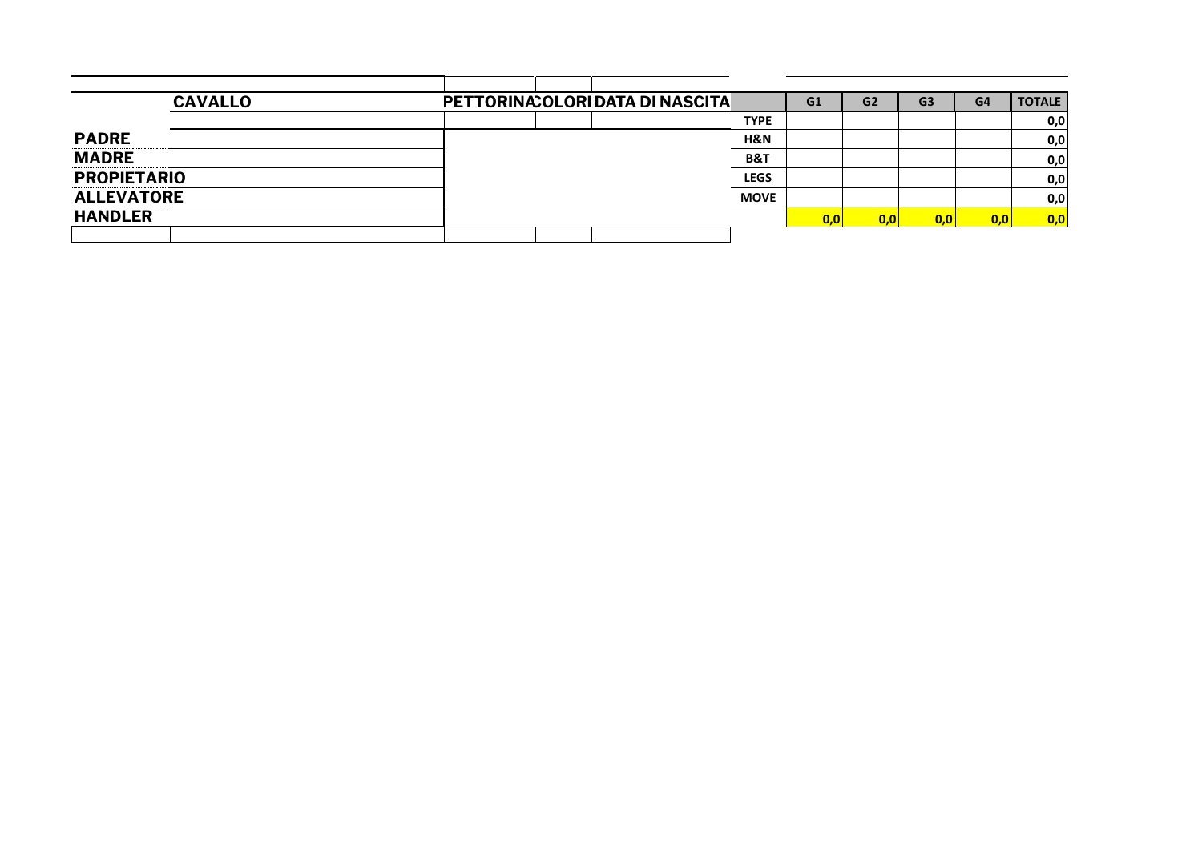| CAVALLO | PETTORINA | COLORI | DATA DI NASCITA | | G1 | G2 | G3 | G4 | TOTALE |
|---|---|---|---|---|---|---|---|---|---|
| | | | | TYPE | | | | | 0,0 |
| PADRE | | | | H&N | | | | | 0,0 |
| MADRE | | | | B&T | | | | | 0,0 |
| PROPIETARIO | | | | LEGS | | | | | 0,0 |
| ALLEVATORE | | | | MOVE | | | | | 0,0 |
| HANDLER | | | | | 0,0 | 0,0 | 0,0 | 0,0 | 0,0 |